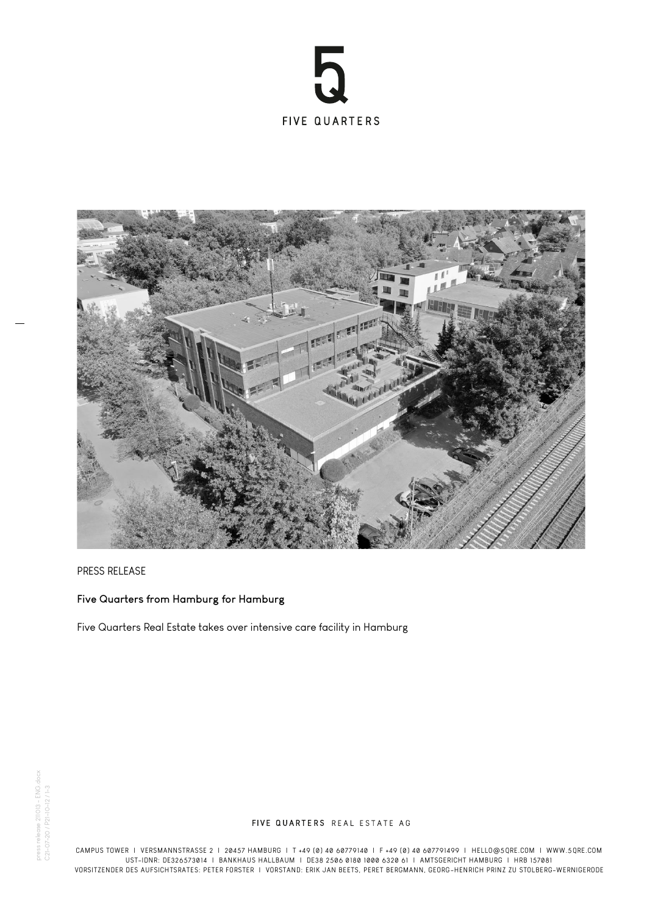PRESS RELEASE

**Five Quarters from Hamburg for Hamburg**

Five Quarters Real Estate takes over intensive care facility in Hamburg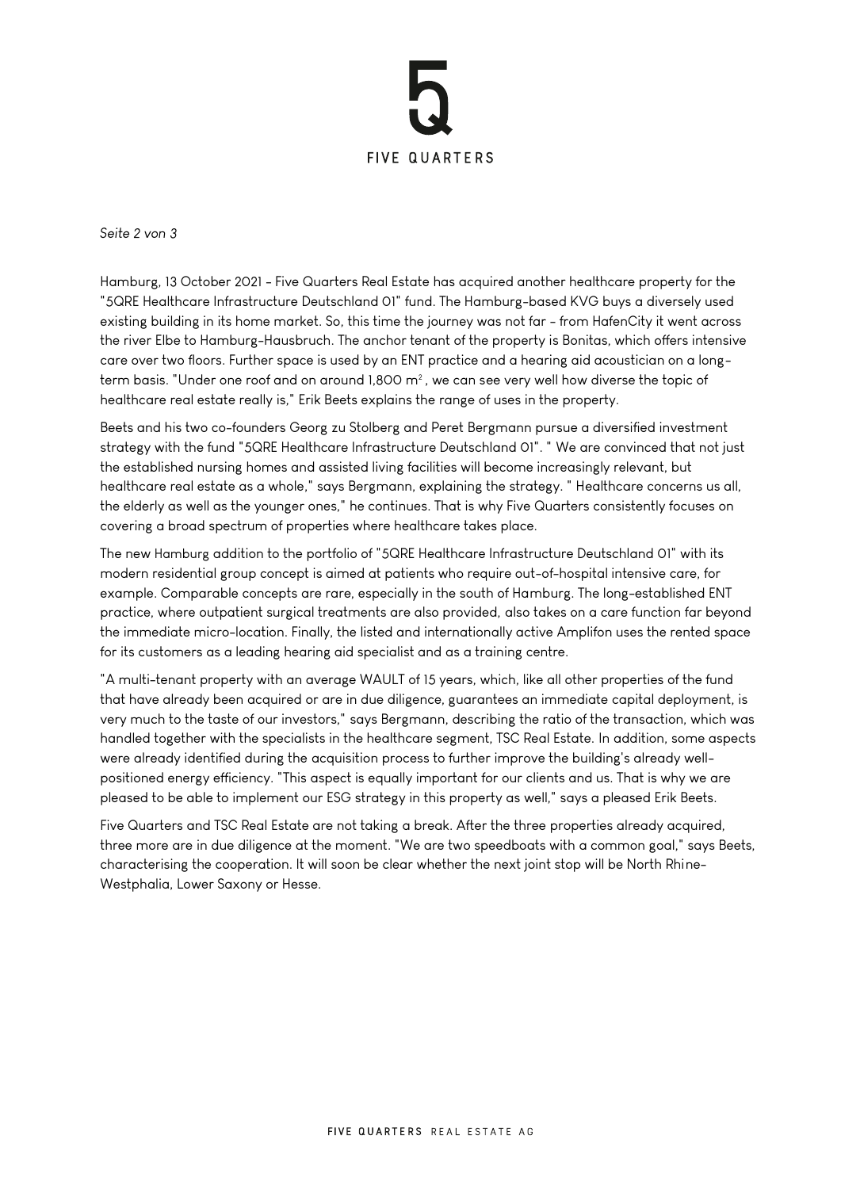Hamburg, 13 October 2021 - Five Quarters Real Estate has acquired another healthcare property for the "5QRE Healthcare Infrastructure Deutschland 01" fund. The Hamburg-based KVG buys a diversely used existing building in its home market. So, this time the journey was not far - from HafenCity it went across the river Elbe to Hamburg-Hausbruch. The anchor tenant of the property is Bonitas, which offers intensive care over two floors. Further space is used by an ENT practice and a hearing aid acoustician on a long-term basis. "Under one roof and on around 1,800 m², we can see very well how diverse the topic of healthcare real estate really is," Erik Beets explains the range of uses in the property.

Beets and his two co-founders Georg zu Stolberg and Peret Bergmann pursue a diversified investment strategy with the fund "5QRE Healthcare Infrastructure Deutschland 01". " We are convinced that not just the established nursing homes and assisted living facilities will become increasingly relevant, but healthcare real estate as a whole," says Bergmann, explaining the strategy. " Healthcare concerns us all, the elderly as well as the younger ones," he continues. That is why Five Quarters consistently focuses on covering a broad spectrum of properties where healthcare takes place.

The new Hamburg addition to the portfolio of "5QRE Healthcare Infrastructure Deutschland 01" with its modern residential group concept is aimed at patients who require out-of-hospital intensive care, for example. Comparable concepts are rare, especially in the south of Hamburg. The long-established ENT practice, where outpatient surgical treatments are also provided, also takes on a care function far beyond the immediate micro-location. Finally, the listed and internationally active Amplifon uses the rented space for its customers as a leading hearing aid specialist and as a training centre.

"A multi-tenant property with an average WAULT of 15 years, which, like all other properties of the fund that have already been acquired or are in due diligence, guarantees an immediate capital deployment, is very much to the taste of our investors," says Bergmann, describing the ratio of the transaction, which was handled together with the specialists in the healthcare segment, TSC Real Estate. In addition, some aspects were already identified during the acquisition process to further improve the building's already well-positioned energy efficiency. "This aspect is equally important for our clients and us. That is why we are pleased to be able to implement our ESG strategy in this property as well," says a pleased Erik Beets.

Five Quarters and TSC Real Estate are not taking a break. After the three properties already acquired, three more are in due diligence at the moment. "We are two speedboats with a common goal," says Beets, characterising the cooperation. It will soon be clear whether the next joint stop will be North Rhine-Westphalia, Lower Saxony or Hesse.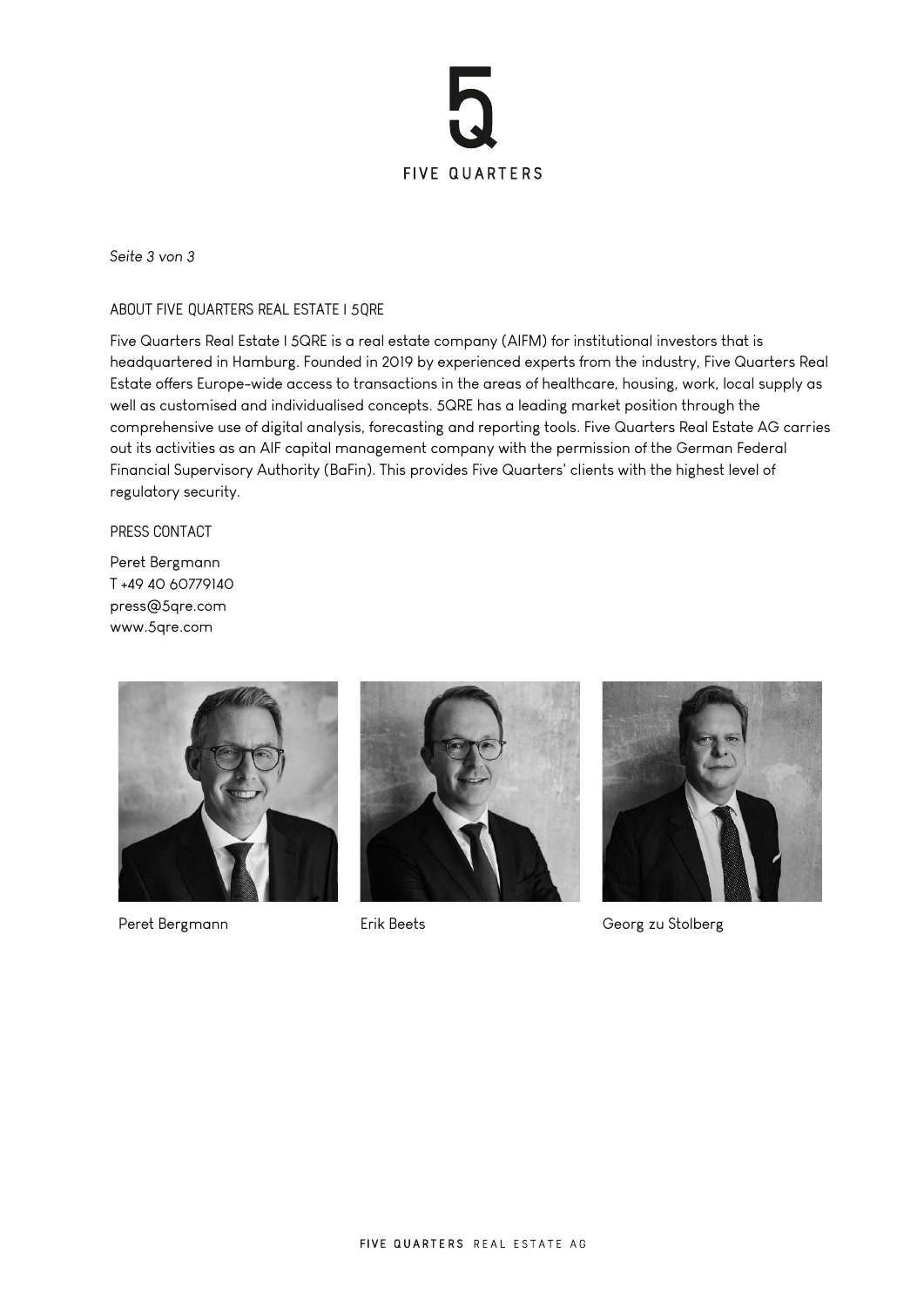## ABOUT FIVE QUARTERS REAL ESTATE I 5QRE

Five Quarters Real Estate I 5QRE is a real estate company (AIFM) for institutional investors that is headquartered in Hamburg. Founded in 2019 by experienced experts from the industry, Five Quarters Real Estate offers Europe-wide access to transactions in the areas of healthcare, housing, work, local supply as well as customised and individualised concepts. 5QRE has a leading market position through the comprehensive use of digital analysis, forecasting and reporting tools. Five Quarters Real Estate AG carries out its activities as an AIF capital management company with the permission of the German Federal Financial Supervisory Authority (BaFin). This provides Five Quarters' clients with the highest level of regulatory security.

## PRESS CONTACT

Peret Bergmann
T +49 40 60779140
press@5qre.com
www.5qre.com

Peret Bergmann

Erik Beets

Georg zu Stolberg